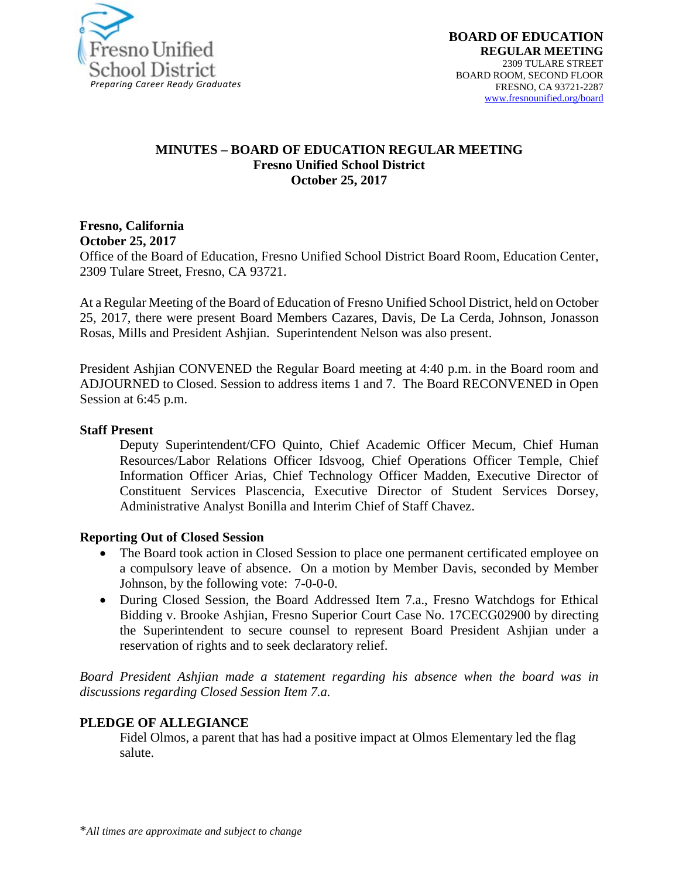Fresno Unified School District
*Preparing Career Ready Graduates*

**BOARD OF EDUCATION**
**REGULAR MEETING**
2309 TULARE STREET
BOARD ROOM, SECOND FLOOR
FRESNO, CA 93721-2287
www.fresnounified.org/board

# MINUTES – BOARD OF EDUCATION REGULAR MEETING
## Fresno Unified School District
## October 25, 2017

**Fresno, California**
**October 25, 2017**
Office of the Board of Education, Fresno Unified School District Board Room, Education Center, 2309 Tulare Street, Fresno, CA 93721.

At a Regular Meeting of the Board of Education of Fresno Unified School District, held on October 25, 2017, there were present Board Members Cazares, Davis, De La Cerda, Johnson, Jonasson Rosas, Mills and President Ashjian. Superintendent Nelson was also present.

President Ashjian CONVENED the Regular Board meeting at 4:40 p.m. in the Board room and ADJOURNED to Closed. Session to address items 1 and 7. The Board RECONVENED in Open Session at 6:45 p.m.

**Staff Present**

Deputy Superintendent/CFO Quinto, Chief Academic Officer Mecum, Chief Human Resources/Labor Relations Officer Idsvoog, Chief Operations Officer Temple, Chief Information Officer Arias, Chief Technology Officer Madden, Executive Director of Constituent Services Plascencia, Executive Director of Student Services Dorsey, Administrative Analyst Bonilla and Interim Chief of Staff Chavez.

**Reporting Out of Closed Session**

- The Board took action in Closed Session to place one permanent certificated employee on a compulsory leave of absence. On a motion by Member Davis, seconded by Member Johnson, by the following vote: 7-0-0-0.
- During Closed Session, the Board Addressed Item 7.a., Fresno Watchdogs for Ethical Bidding v. Brooke Ashjian, Fresno Superior Court Case No. 17CECG02900 by directing the Superintendent to secure counsel to represent Board President Ashjian under a reservation of rights and to seek declaratory relief.

*Board President Ashjian made a statement regarding his absence when the board was in discussions regarding Closed Session Item 7.a.*

**PLEDGE OF ALLEGIANCE**

Fidel Olmos, a parent that has had a positive impact at Olmos Elementary led the flag salute.

*All times are approximate and subject to change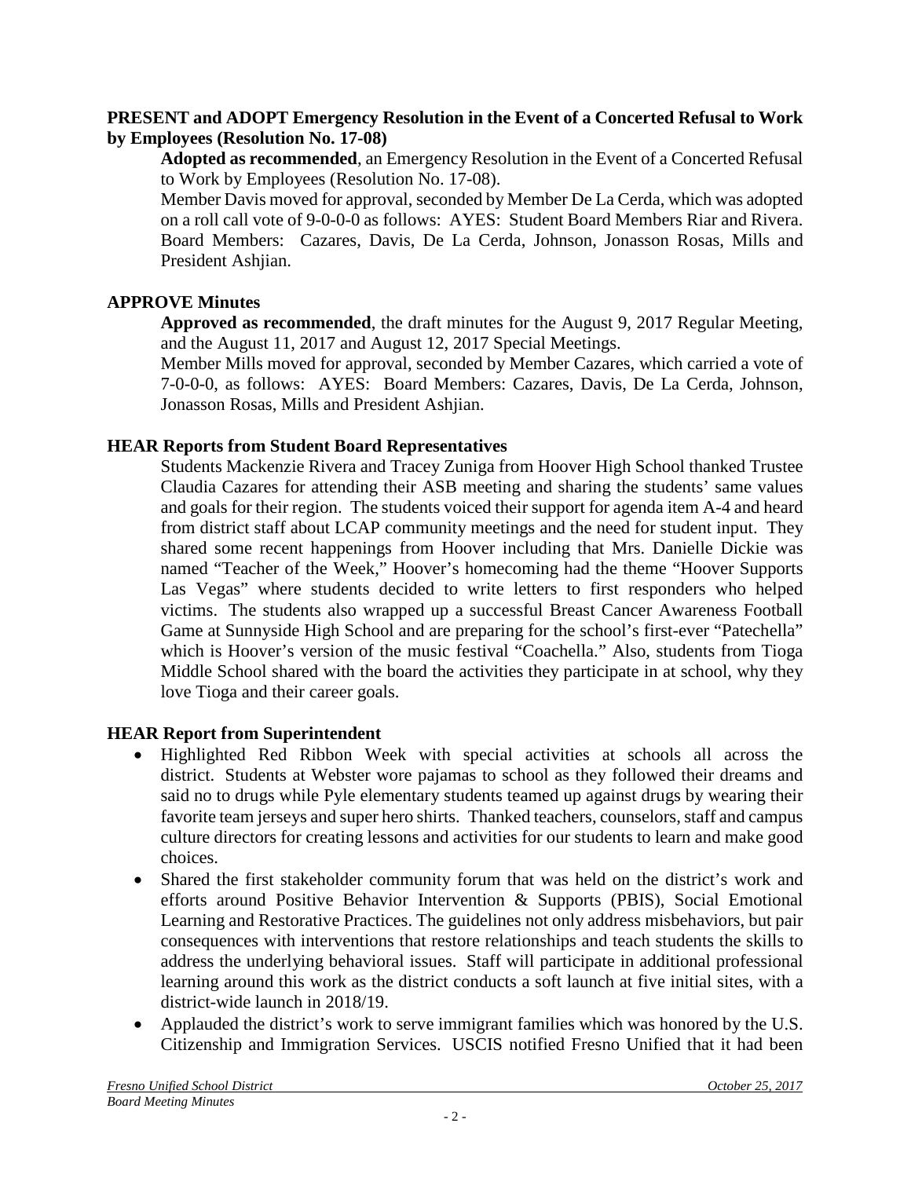**PRESENT and ADOPT Emergency Resolution in the Event of a Concerted Refusal to Work by Employees (Resolution No. 17-08)**

**Adopted as recommended**, an Emergency Resolution in the Event of a Concerted Refusal to Work by Employees (Resolution No. 17-08).

Member Davis moved for approval, seconded by Member De La Cerda, which was adopted on a roll call vote of 9-0-0-0 as follows: AYES: Student Board Members Riar and Rivera. Board Members: Cazares, Davis, De La Cerda, Johnson, Jonasson Rosas, Mills and President Ashjian.

**APPROVE Minutes**

**Approved as recommended**, the draft minutes for the August 9, 2017 Regular Meeting, and the August 11, 2017 and August 12, 2017 Special Meetings.

Member Mills moved for approval, seconded by Member Cazares, which carried a vote of 7-0-0-0, as follows: AYES: Board Members: Cazares, Davis, De La Cerda, Johnson, Jonasson Rosas, Mills and President Ashjian.

**HEAR Reports from Student Board Representatives**

Students Mackenzie Rivera and Tracey Zuniga from Hoover High School thanked Trustee Claudia Cazares for attending their ASB meeting and sharing the students' same values and goals for their region. The students voiced their support for agenda item A-4 and heard from district staff about LCAP community meetings and the need for student input. They shared some recent happenings from Hoover including that Mrs. Danielle Dickie was named "Teacher of the Week," Hoover's homecoming had the theme "Hoover Supports Las Vegas" where students decided to write letters to first responders who helped victims. The students also wrapped up a successful Breast Cancer Awareness Football Game at Sunnyside High School and are preparing for the school's first-ever "Patechella" which is Hoover's version of the music festival "Coachella." Also, students from Tioga Middle School shared with the board the activities they participate in at school, why they love Tioga and their career goals.

**HEAR Report from Superintendent**

- Highlighted Red Ribbon Week with special activities at schools all across the district. Students at Webster wore pajamas to school as they followed their dreams and said no to drugs while Pyle elementary students teamed up against drugs by wearing their favorite team jerseys and super hero shirts. Thanked teachers, counselors, staff and campus culture directors for creating lessons and activities for our students to learn and make good choices.
- Shared the first stakeholder community forum that was held on the district's work and efforts around Positive Behavior Intervention & Supports (PBIS), Social Emotional Learning and Restorative Practices. The guidelines not only address misbehaviors, but pair consequences with interventions that restore relationships and teach students the skills to address the underlying behavioral issues. Staff will participate in additional professional learning around this work as the district conducts a soft launch at five initial sites, with a district-wide launch in 2018/19.
- Applauded the district's work to serve immigrant families which was honored by the U.S. Citizenship and Immigration Services. USCIS notified Fresno Unified that it had been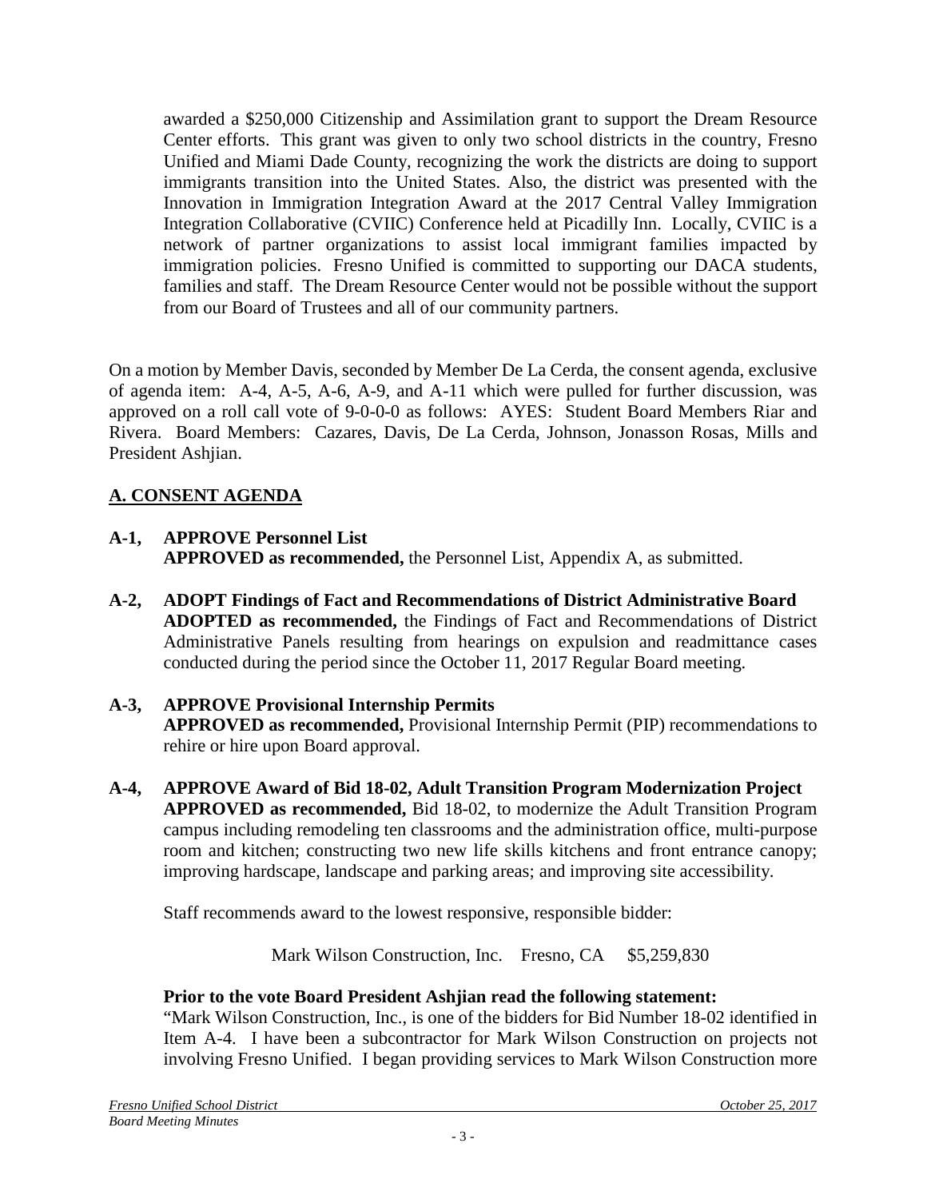awarded a $250,000 Citizenship and Assimilation grant to support the Dream Resource Center efforts. This grant was given to only two school districts in the country, Fresno Unified and Miami Dade County, recognizing the work the districts are doing to support immigrants transition into the United States. Also, the district was presented with the Innovation in Immigration Integration Award at the 2017 Central Valley Immigration Integration Collaborative (CVIIC) Conference held at Picadilly Inn. Locally, CVIIC is a network of partner organizations to assist local immigrant families impacted by immigration policies. Fresno Unified is committed to supporting our DACA students, families and staff. The Dream Resource Center would not be possible without the support from our Board of Trustees and all of our community partners.

On a motion by Member Davis, seconded by Member De La Cerda, the consent agenda, exclusive of agenda item: A-4, A-5, A-6, A-9, and A-11 which were pulled for further discussion, was approved on a roll call vote of 9-0-0-0 as follows: AYES: Student Board Members Riar and Rivera. Board Members: Cazares, Davis, De La Cerda, Johnson, Jonasson Rosas, Mills and President Ashjian.

## A. CONSENT AGENDA

**A-1, APPROVE Personnel List**
**APPROVED as recommended,** the Personnel List, Appendix A, as submitted.

**A-2, ADOPT Findings of Fact and Recommendations of District Administrative Board**
**ADOPTED as recommended,** the Findings of Fact and Recommendations of District Administrative Panels resulting from hearings on expulsion and readmittance cases conducted during the period since the October 11, 2017 Regular Board meeting.

**A-3, APPROVE Provisional Internship Permits**
**APPROVED as recommended,** Provisional Internship Permit (PIP) recommendations to rehire or hire upon Board approval.

**A-4, APPROVE Award of Bid 18-02, Adult Transition Program Modernization Project**
**APPROVED as recommended,** Bid 18-02, to modernize the Adult Transition Program campus including remodeling ten classrooms and the administration office, multi-purpose room and kitchen; constructing two new life skills kitchens and front entrance canopy; improving hardscape, landscape and parking areas; and improving site accessibility.

Staff recommends award to the lowest responsive, responsible bidder:

Mark Wilson Construction, Inc. Fresno, CA $5,259,830

**Prior to the vote Board President Ashjian read the following statement:**
"Mark Wilson Construction, Inc., is one of the bidders for Bid Number 18-02 identified in Item A-4. I have been a subcontractor for Mark Wilson Construction on projects not involving Fresno Unified. I began providing services to Mark Wilson Construction more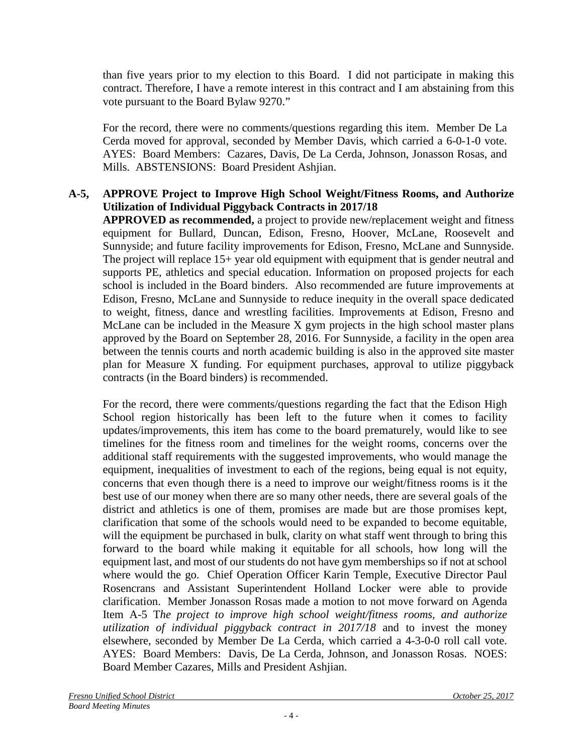than five years prior to my election to this Board. I did not participate in making this contract. Therefore, I have a remote interest in this contract and I am abstaining from this vote pursuant to the Board Bylaw 9270."

For the record, there were no comments/questions regarding this item. Member De La Cerda moved for approval, seconded by Member Davis, which carried a 6-0-1-0 vote. AYES: Board Members: Cazares, Davis, De La Cerda, Johnson, Jonasson Rosas, and Mills. ABSTENSIONS: Board President Ashjian.

**A-5, APPROVE Project to Improve High School Weight/Fitness Rooms, and Authorize Utilization of Individual Piggyback Contracts in 2017/18**

**APPROVED as recommended,** a project to provide new/replacement weight and fitness equipment for Bullard, Duncan, Edison, Fresno, Hoover, McLane, Roosevelt and Sunnyside; and future facility improvements for Edison, Fresno, McLane and Sunnyside. The project will replace 15+ year old equipment with equipment that is gender neutral and supports PE, athletics and special education. Information on proposed projects for each school is included in the Board binders. Also recommended are future improvements at Edison, Fresno, McLane and Sunnyside to reduce inequity in the overall space dedicated to weight, fitness, dance and wrestling facilities. Improvements at Edison, Fresno and McLane can be included in the Measure X gym projects in the high school master plans approved by the Board on September 28, 2016. For Sunnyside, a facility in the open area between the tennis courts and north academic building is also in the approved site master plan for Measure X funding. For equipment purchases, approval to utilize piggyback contracts (in the Board binders) is recommended.

For the record, there were comments/questions regarding the fact that the Edison High School region historically has been left to the future when it comes to facility updates/improvements, this item has come to the board prematurely, would like to see timelines for the fitness room and timelines for the weight rooms, concerns over the additional staff requirements with the suggested improvements, who would manage the equipment, inequalities of investment to each of the regions, being equal is not equity, concerns that even though there is a need to improve our weight/fitness rooms is it the best use of our money when there are so many other needs, there are several goals of the district and athletics is one of them, promises are made but are those promises kept, clarification that some of the schools would need to be expanded to become equitable, will the equipment be purchased in bulk, clarity on what staff went through to bring this forward to the board while making it equitable for all schools, how long will the equipment last, and most of our students do not have gym memberships so if not at school where would the go. Chief Operation Officer Karin Temple, Executive Director Paul Rosencrans and Assistant Superintendent Holland Locker were able to provide clarification. Member Jonasson Rosas made a motion to not move forward on Agenda Item A-5 T*he project to improve high school weight/fitness rooms, and authorize utilization of individual piggyback contract in 2017/18* and to invest the money elsewhere, seconded by Member De La Cerda, which carried a 4-3-0-0 roll call vote. AYES: Board Members: Davis, De La Cerda, Johnson, and Jonasson Rosas. NOES: Board Member Cazares, Mills and President Ashjian.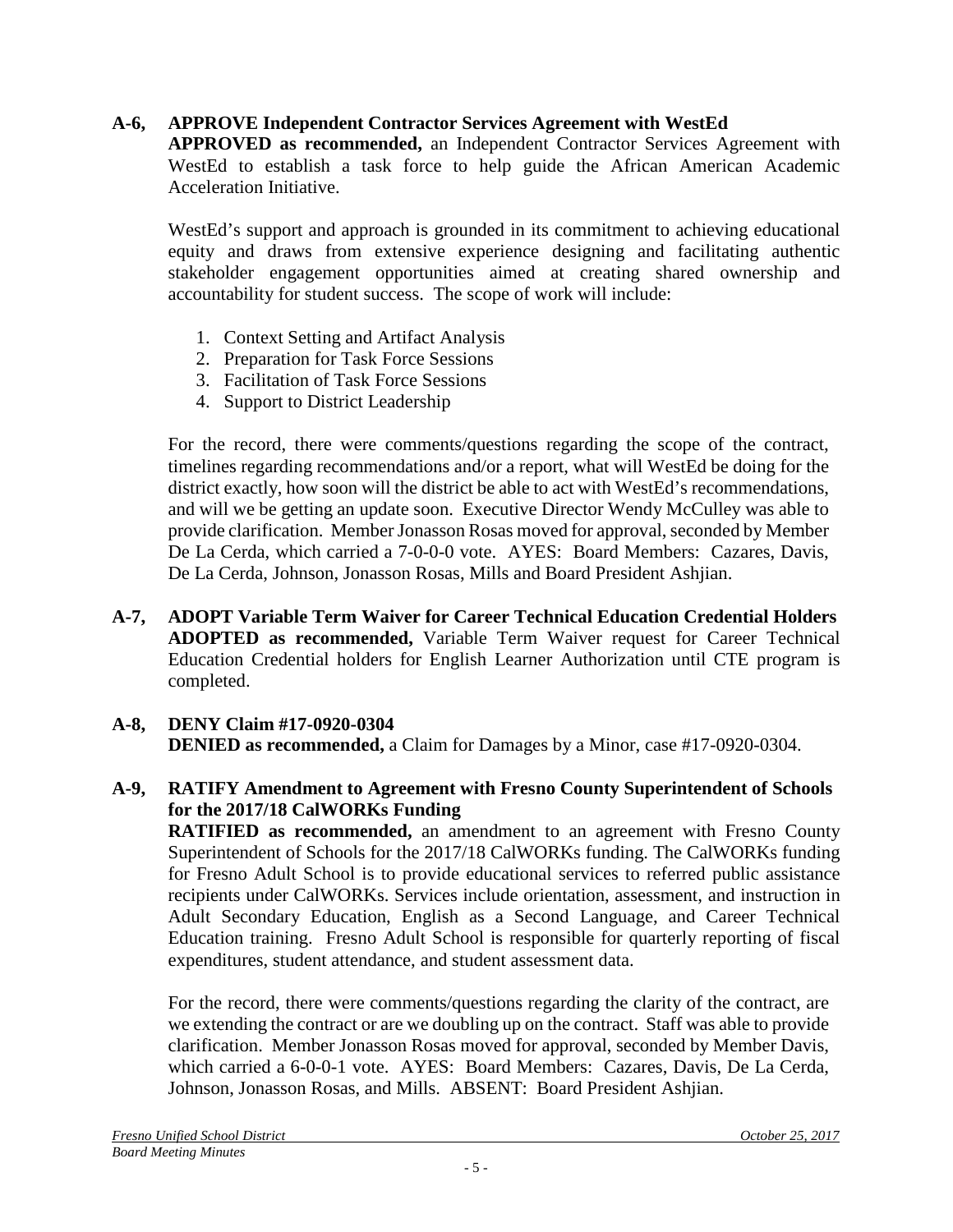**A-6, APPROVE Independent Contractor Services Agreement with WestEd**
**APPROVED as recommended,** an Independent Contractor Services Agreement with WestEd to establish a task force to help guide the African American Academic Acceleration Initiative.

WestEd's support and approach is grounded in its commitment to achieving educational equity and draws from extensive experience designing and facilitating authentic stakeholder engagement opportunities aimed at creating shared ownership and accountability for student success. The scope of work will include:

1. Context Setting and Artifact Analysis
2. Preparation for Task Force Sessions
3. Facilitation of Task Force Sessions
4. Support to District Leadership

For the record, there were comments/questions regarding the scope of the contract, timelines regarding recommendations and/or a report, what will WestEd be doing for the district exactly, how soon will the district be able to act with WestEd's recommendations, and will we be getting an update soon. Executive Director Wendy McCulley was able to provide clarification. Member Jonasson Rosas moved for approval, seconded by Member De La Cerda, which carried a 7-0-0-0 vote. AYES: Board Members: Cazares, Davis, De La Cerda, Johnson, Jonasson Rosas, Mills and Board President Ashjian.

**A-7, ADOPT Variable Term Waiver for Career Technical Education Credential Holders**
**ADOPTED as recommended,** Variable Term Waiver request for Career Technical Education Credential holders for English Learner Authorization until CTE program is completed.

**A-8, DENY Claim #17-0920-0304**
**DENIED as recommended,** a Claim for Damages by a Minor, case #17-0920-0304.

**A-9, RATIFY Amendment to Agreement with Fresno County Superintendent of Schools for the 2017/18 CalWORKs Funding**
**RATIFIED as recommended,** an amendment to an agreement with Fresno County Superintendent of Schools for the 2017/18 CalWORKs funding. The CalWORKs funding for Fresno Adult School is to provide educational services to referred public assistance recipients under CalWORKs. Services include orientation, assessment, and instruction in Adult Secondary Education, English as a Second Language, and Career Technical Education training. Fresno Adult School is responsible for quarterly reporting of fiscal expenditures, student attendance, and student assessment data.

For the record, there were comments/questions regarding the clarity of the contract, are we extending the contract or are we doubling up on the contract. Staff was able to provide clarification. Member Jonasson Rosas moved for approval, seconded by Member Davis, which carried a 6-0-0-1 vote. AYES: Board Members: Cazares, Davis, De La Cerda, Johnson, Jonasson Rosas, and Mills. ABSENT: Board President Ashjian.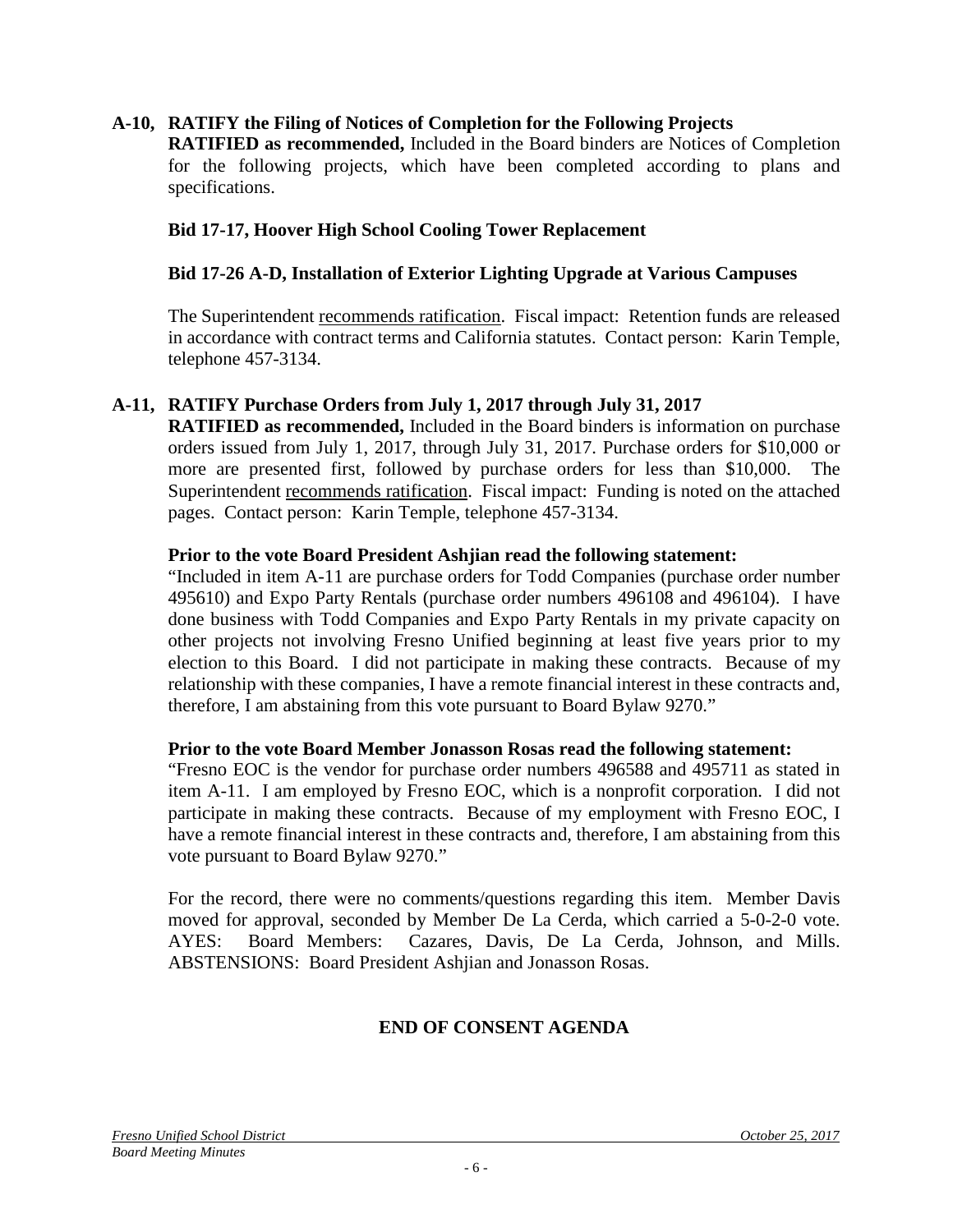**A-10, RATIFY the Filing of Notices of Completion for the Following Projects**
**RATIFIED as recommended,** Included in the Board binders are Notices of Completion for the following projects, which have been completed according to plans and specifications.

**Bid 17-17, Hoover High School Cooling Tower Replacement**

**Bid 17-26 A-D, Installation of Exterior Lighting Upgrade at Various Campuses**

The Superintendent recommends ratification. Fiscal impact: Retention funds are released in accordance with contract terms and California statutes. Contact person: Karin Temple, telephone 457-3134.

**A-11, RATIFY Purchase Orders from July 1, 2017 through July 31, 2017**
**RATIFIED as recommended,** Included in the Board binders is information on purchase orders issued from July 1, 2017, through July 31, 2017. Purchase orders for $10,000 or more are presented first, followed by purchase orders for less than $10,000. The Superintendent recommends ratification. Fiscal impact: Funding is noted on the attached pages. Contact person: Karin Temple, telephone 457-3134.

**Prior to the vote Board President Ashjian read the following statement:**
"Included in item A-11 are purchase orders for Todd Companies (purchase order number 495610) and Expo Party Rentals (purchase order numbers 496108 and 496104). I have done business with Todd Companies and Expo Party Rentals in my private capacity on other projects not involving Fresno Unified beginning at least five years prior to my election to this Board. I did not participate in making these contracts. Because of my relationship with these companies, I have a remote financial interest in these contracts and, therefore, I am abstaining from this vote pursuant to Board Bylaw 9270."

**Prior to the vote Board Member Jonasson Rosas read the following statement:**
"Fresno EOC is the vendor for purchase order numbers 496588 and 495711 as stated in item A-11. I am employed by Fresno EOC, which is a nonprofit corporation. I did not participate in making these contracts. Because of my employment with Fresno EOC, I have a remote financial interest in these contracts and, therefore, I am abstaining from this vote pursuant to Board Bylaw 9270."

For the record, there were no comments/questions regarding this item. Member Davis moved for approval, seconded by Member De La Cerda, which carried a 5-0-2-0 vote. AYES: Board Members: Cazares, Davis, De La Cerda, Johnson, and Mills. ABSTENSIONS: Board President Ashjian and Jonasson Rosas.

**END OF CONSENT AGENDA**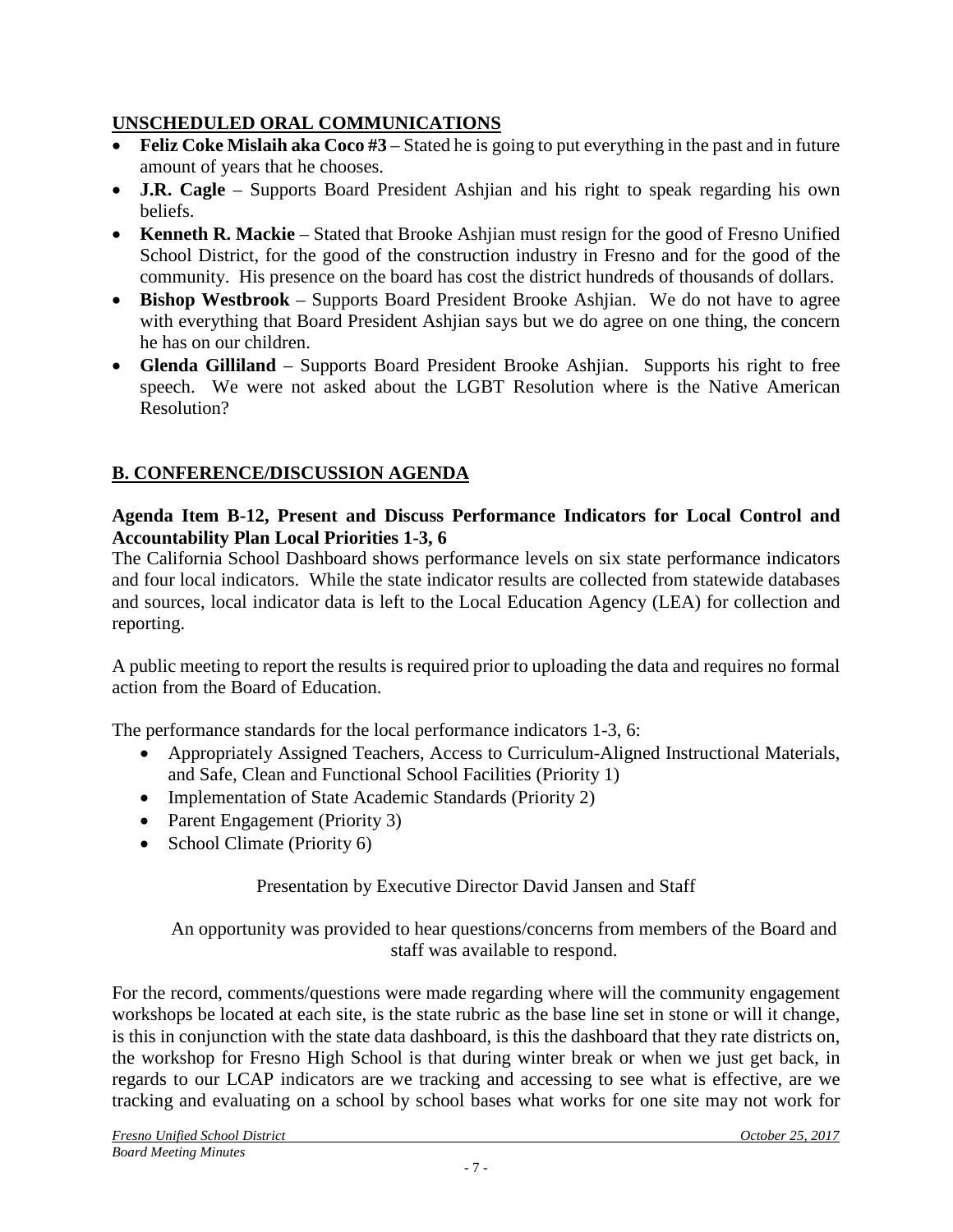## UNSCHEDULED ORAL COMMUNICATIONS

- **Feliz Coke Mislaih aka Coco #3** – Stated he is going to put everything in the past and in future amount of years that he chooses.
- **J.R. Cagle** – Supports Board President Ashjian and his right to speak regarding his own beliefs.
- **Kenneth R. Mackie** – Stated that Brooke Ashjian must resign for the good of Fresno Unified School District, for the good of the construction industry in Fresno and for the good of the community. His presence on the board has cost the district hundreds of thousands of dollars.
- **Bishop Westbrook** – Supports Board President Brooke Ashjian. We do not have to agree with everything that Board President Ashjian says but we do agree on one thing, the concern he has on our children.
- **Glenda Gilliland** – Supports Board President Brooke Ashjian. Supports his right to free speech. We were not asked about the LGBT Resolution where is the Native American Resolution?

## B. CONFERENCE/DISCUSSION AGENDA

**Agenda Item B-12, Present and Discuss Performance Indicators for Local Control and Accountability Plan Local Priorities 1-3, 6**

The California School Dashboard shows performance levels on six state performance indicators and four local indicators. While the state indicator results are collected from statewide databases and sources, local indicator data is left to the Local Education Agency (LEA) for collection and reporting.

A public meeting to report the results is required prior to uploading the data and requires no formal action from the Board of Education.

The performance standards for the local performance indicators 1-3, 6:

- Appropriately Assigned Teachers, Access to Curriculum-Aligned Instructional Materials, and Safe, Clean and Functional School Facilities (Priority 1)
- Implementation of State Academic Standards (Priority 2)
- Parent Engagement (Priority 3)
- School Climate (Priority 6)

Presentation by Executive Director David Jansen and Staff

An opportunity was provided to hear questions/concerns from members of the Board and staff was available to respond.

For the record, comments/questions were made regarding where will the community engagement workshops be located at each site, is the state rubric as the base line set in stone or will it change, is this in conjunction with the state data dashboard, is this the dashboard that they rate districts on, the workshop for Fresno High School is that during winter break or when we just get back, in regards to our LCAP indicators are we tracking and accessing to see what is effective, are we tracking and evaluating on a school by school bases what works for one site may not work for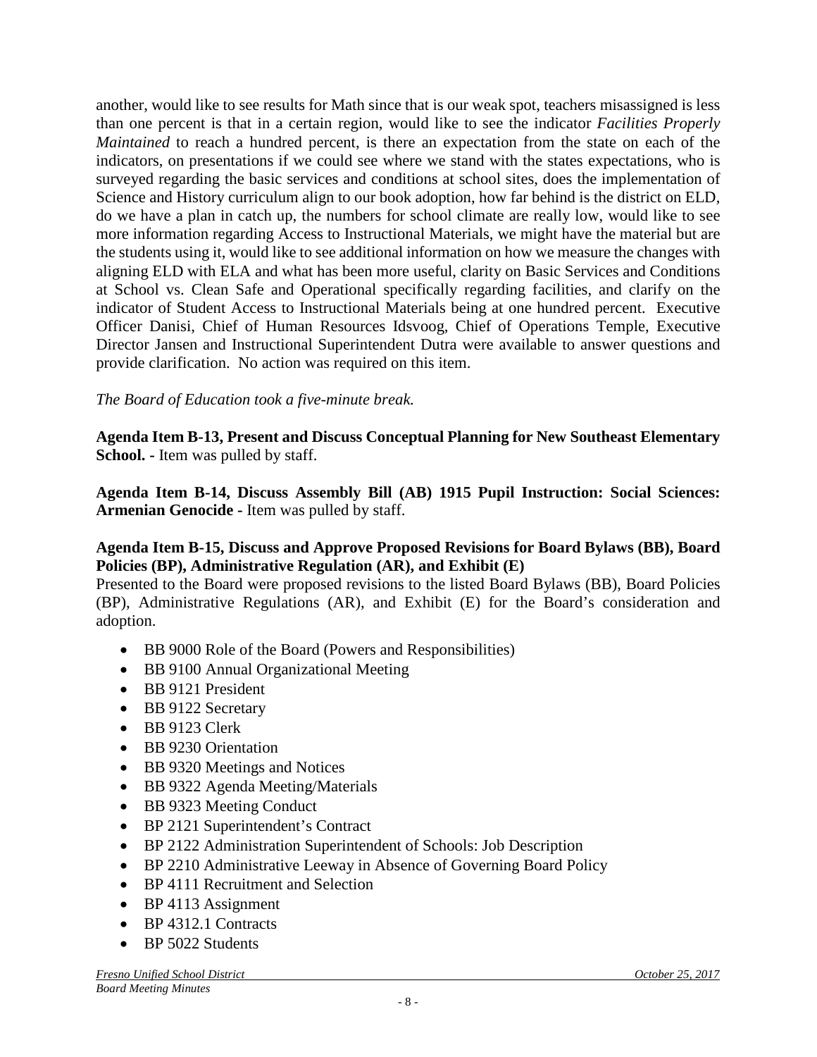another, would like to see results for Math since that is our weak spot, teachers misassigned is less than one percent is that in a certain region, would like to see the indicator *Facilities Properly Maintained* to reach a hundred percent, is there an expectation from the state on each of the indicators, on presentations if we could see where we stand with the states expectations, who is surveyed regarding the basic services and conditions at school sites, does the implementation of Science and History curriculum align to our book adoption, how far behind is the district on ELD, do we have a plan in catch up, the numbers for school climate are really low, would like to see more information regarding Access to Instructional Materials, we might have the material but are the students using it, would like to see additional information on how we measure the changes with aligning ELD with ELA and what has been more useful, clarity on Basic Services and Conditions at School vs. Clean Safe and Operational specifically regarding facilities, and clarify on the indicator of Student Access to Instructional Materials being at one hundred percent. Executive Officer Danisi, Chief of Human Resources Idsvoog, Chief of Operations Temple, Executive Director Jansen and Instructional Superintendent Dutra were available to answer questions and provide clarification. No action was required on this item.

*The Board of Education took a five-minute break.*

**Agenda Item B-13, Present and Discuss Conceptual Planning for New Southeast Elementary School. -** Item was pulled by staff.

**Agenda Item B-14, Discuss Assembly Bill (AB) 1915 Pupil Instruction: Social Sciences: Armenian Genocide -** Item was pulled by staff.

**Agenda Item B-15, Discuss and Approve Proposed Revisions for Board Bylaws (BB), Board Policies (BP), Administrative Regulation (AR), and Exhibit (E)**
Presented to the Board were proposed revisions to the listed Board Bylaws (BB), Board Policies (BP), Administrative Regulations (AR), and Exhibit (E) for the Board's consideration and adoption.

- BB 9000 Role of the Board (Powers and Responsibilities)
- BB 9100 Annual Organizational Meeting
- BB 9121 President
- BB 9122 Secretary
- BB 9123 Clerk
- BB 9230 Orientation
- BB 9320 Meetings and Notices
- BB 9322 Agenda Meeting/Materials
- BB 9323 Meeting Conduct
- BP 2121 Superintendent's Contract
- BP 2122 Administration Superintendent of Schools: Job Description
- BP 2210 Administrative Leeway in Absence of Governing Board Policy
- BP 4111 Recruitment and Selection
- BP 4113 Assignment
- BP 4312.1 Contracts
- BP 5022 Students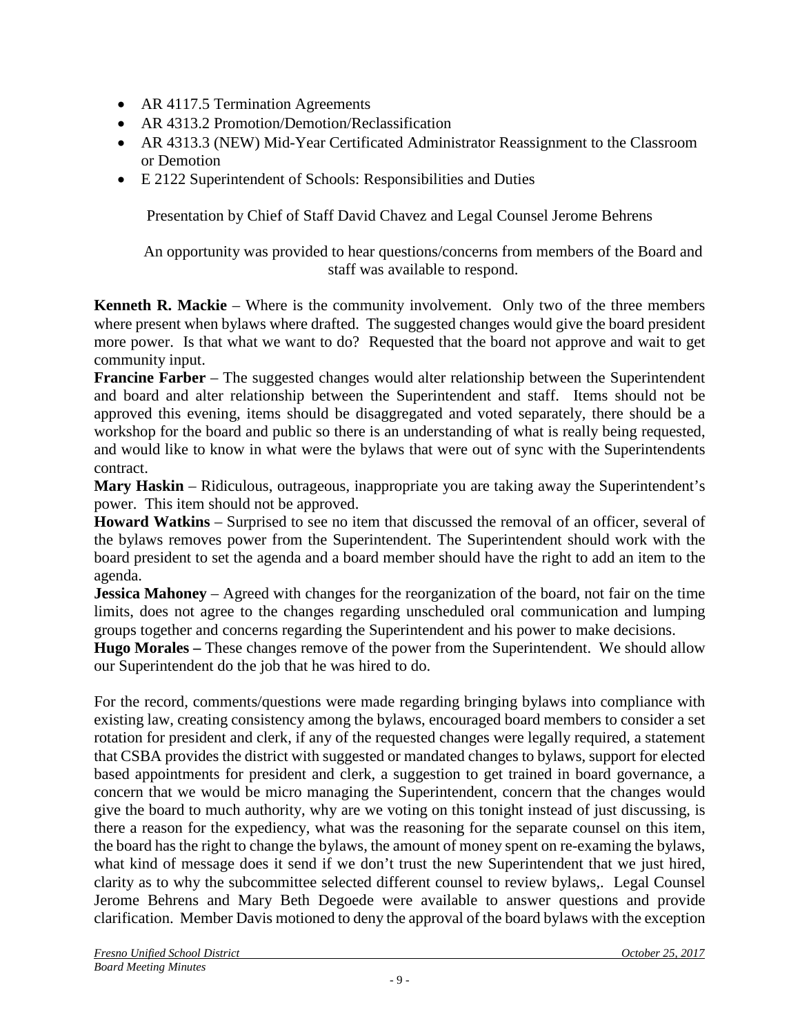- AR 4117.5 Termination Agreements
- AR 4313.2 Promotion/Demotion/Reclassification
- AR 4313.3 (NEW) Mid-Year Certificated Administrator Reassignment to the Classroom or Demotion
- E 2122 Superintendent of Schools: Responsibilities and Duties

Presentation by Chief of Staff David Chavez and Legal Counsel Jerome Behrens

An opportunity was provided to hear questions/concerns from members of the Board and staff was available to respond.

**Kenneth R. Mackie** – Where is the community involvement. Only two of the three members where present when bylaws where drafted. The suggested changes would give the board president more power. Is that what we want to do? Requested that the board not approve and wait to get community input.

**Francine Farber** – The suggested changes would alter relationship between the Superintendent and board and alter relationship between the Superintendent and staff. Items should not be approved this evening, items should be disaggregated and voted separately, there should be a workshop for the board and public so there is an understanding of what is really being requested, and would like to know in what were the bylaws that were out of sync with the Superintendents contract.

**Mary Haskin** – Ridiculous, outrageous, inappropriate you are taking away the Superintendent's power. This item should not be approved.

**Howard Watkins** – Surprised to see no item that discussed the removal of an officer, several of the bylaws removes power from the Superintendent. The Superintendent should work with the board president to set the agenda and a board member should have the right to add an item to the agenda.

**Jessica Mahoney** – Agreed with changes for the reorganization of the board, not fair on the time limits, does not agree to the changes regarding unscheduled oral communication and lumping groups together and concerns regarding the Superintendent and his power to make decisions.

**Hugo Morales –** These changes remove of the power from the Superintendent. We should allow our Superintendent do the job that he was hired to do.

For the record, comments/questions were made regarding bringing bylaws into compliance with existing law, creating consistency among the bylaws, encouraged board members to consider a set rotation for president and clerk, if any of the requested changes were legally required, a statement that CSBA provides the district with suggested or mandated changes to bylaws, support for elected based appointments for president and clerk, a suggestion to get trained in board governance, a concern that we would be micro managing the Superintendent, concern that the changes would give the board to much authority, why are we voting on this tonight instead of just discussing, is there a reason for the expediency, what was the reasoning for the separate counsel on this item, the board has the right to change the bylaws, the amount of money spent on re-examing the bylaws, what kind of message does it send if we don't trust the new Superintendent that we just hired, clarity as to why the subcommittee selected different counsel to review bylaws,. Legal Counsel Jerome Behrens and Mary Beth Degoede were available to answer questions and provide clarification. Member Davis motioned to deny the approval of the board bylaws with the exception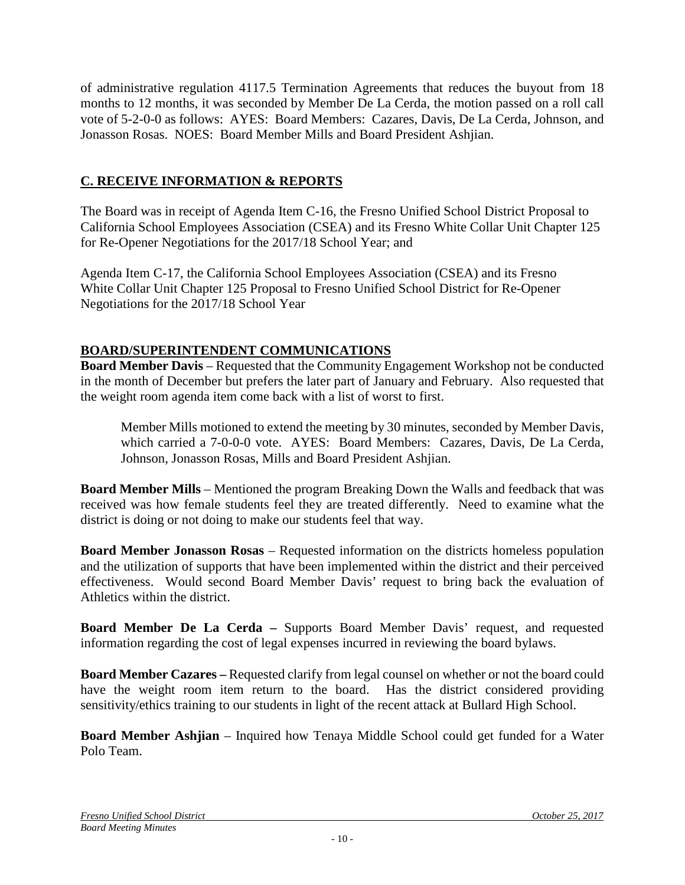of administrative regulation 4117.5 Termination Agreements that reduces the buyout from 18 months to 12 months, it was seconded by Member De La Cerda, the motion passed on a roll call vote of 5-2-0-0 as follows: AYES: Board Members: Cazares, Davis, De La Cerda, Johnson, and Jonasson Rosas. NOES: Board Member Mills and Board President Ashjian.

## C. RECEIVE INFORMATION & REPORTS

The Board was in receipt of Agenda Item C-16, the Fresno Unified School District Proposal to California School Employees Association (CSEA) and its Fresno White Collar Unit Chapter 125 for Re-Opener Negotiations for the 2017/18 School Year; and

Agenda Item C-17, the California School Employees Association (CSEA) and its Fresno White Collar Unit Chapter 125 Proposal to Fresno Unified School District for Re-Opener Negotiations for the 2017/18 School Year

## BOARD/SUPERINTENDENT COMMUNICATIONS

**Board Member Davis** – Requested that the Community Engagement Workshop not be conducted in the month of December but prefers the later part of January and February. Also requested that the weight room agenda item come back with a list of worst to first.

> Member Mills motioned to extend the meeting by 30 minutes, seconded by Member Davis, which carried a 7-0-0-0 vote. AYES: Board Members: Cazares, Davis, De La Cerda, Johnson, Jonasson Rosas, Mills and Board President Ashjian.

**Board Member Mills** – Mentioned the program Breaking Down the Walls and feedback that was received was how female students feel they are treated differently. Need to examine what the district is doing or not doing to make our students feel that way.

**Board Member Jonasson Rosas** – Requested information on the districts homeless population and the utilization of supports that have been implemented within the district and their perceived effectiveness. Would second Board Member Davis' request to bring back the evaluation of Athletics within the district.

**Board Member De La Cerda –** Supports Board Member Davis' request, and requested information regarding the cost of legal expenses incurred in reviewing the board bylaws.

**Board Member Cazares –** Requested clarify from legal counsel on whether or not the board could have the weight room item return to the board. Has the district considered providing sensitivity/ethics training to our students in light of the recent attack at Bullard High School.

**Board Member Ashjian** – Inquired how Tenaya Middle School could get funded for a Water Polo Team.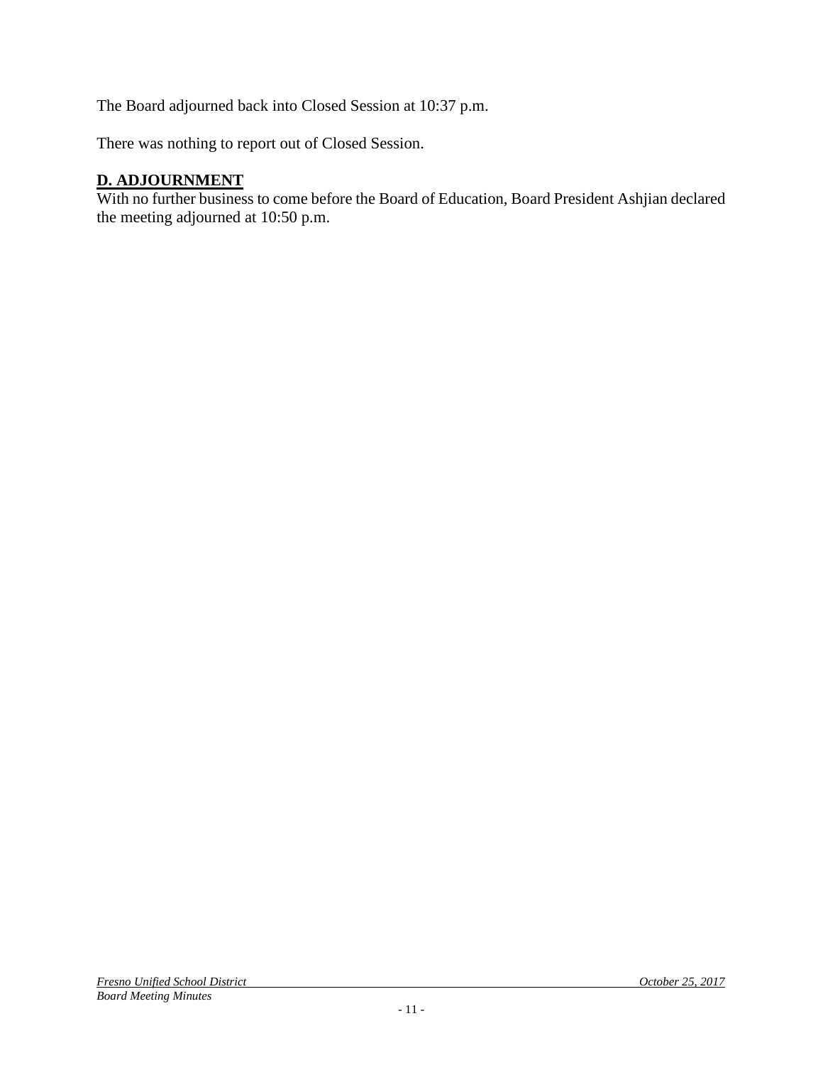The Board adjourned back into Closed Session at 10:37 p.m.

There was nothing to report out of Closed Session.

## **D. ADJOURNMENT**

With no further business to come before the Board of Education, Board President Ashjian declared the meeting adjourned at 10:50 p.m.